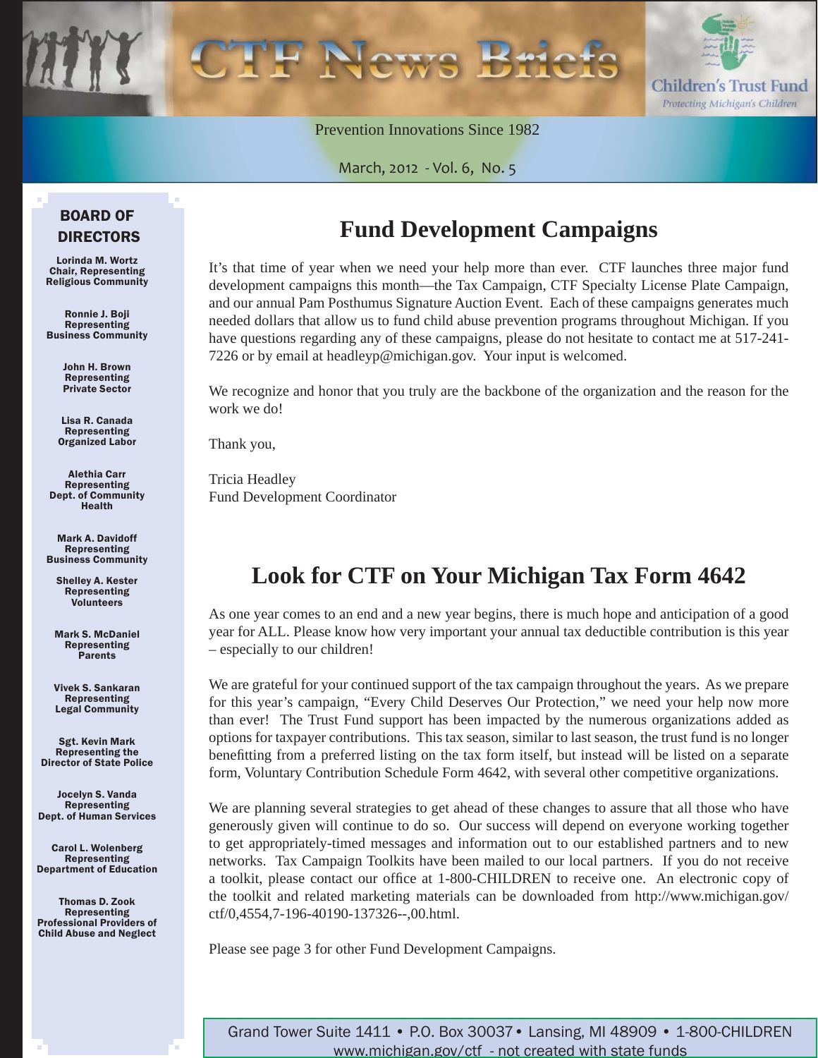# CTF News Briefs

Children's Trust Fund
*Protecting Michigan's Children*

Prevention Innovations Since 1982

March, 2012 - Vol. 6, No. 5

## Fund Development Campaigns

It's that time of year when we need your help more than ever. CTF launches three major fund development campaigns this month—the Tax Campaign, CTF Specialty License Plate Campaign, and our annual Pam Posthumus Signature Auction Event. Each of these campaigns generates much needed dollars that allow us to fund child abuse prevention programs throughout Michigan. If you have questions regarding any of these campaigns, please do not hesitate to contact me at 517-241-7226 or by email at headleyp@michigan.gov. Your input is welcomed.

We recognize and honor that you truly are the backbone of the organization and the reason for the work we do!

Thank you,

Tricia Headley
Fund Development Coordinator

## Look for CTF on Your Michigan Tax Form 4642

As one year comes to an end and a new year begins, there is much hope and anticipation of a good year for ALL. Please know how very important your annual tax deductible contribution is this year – especially to our children!

We are grateful for your continued support of the tax campaign throughout the years. As we prepare for this year's campaign, "Every Child Deserves Our Protection," we need your help now more than ever! The Trust Fund support has been impacted by the numerous organizations added as options for taxpayer contributions. This tax season, similar to last season, the trust fund is no longer benefitting from a preferred listing on the tax form itself, but instead will be listed on a separate form, Voluntary Contribution Schedule Form 4642, with several other competitive organizations.

We are planning several strategies to get ahead of these changes to assure that all those who have generously given will continue to do so. Our success will depend on everyone working together to get appropriately-timed messages and information out to our established partners and to new networks. Tax Campaign Toolkits have been mailed to our local partners. If you do not receive a toolkit, please contact our office at 1-800-CHILDREN to receive one. An electronic copy of the toolkit and related marketing materials can be downloaded from http://www.michigan.gov/ctf/0,4554,7-196-40190-137326--,00.html.

Please see page 3 for other Fund Development Campaigns.

### BOARD OF DIRECTORS

**Lorinda M. Wortz**
Chair, Representing Religious Community

**Ronnie J. Boji**
Representing Business Community

**John H. Brown**
Representing Private Sector

**Lisa R. Canada**
Representing Organized Labor

**Alethia Carr**
Representing Dept. of Community Health

**Mark A. Davidoff**
Representing Business Community

**Shelley A. Kester**
Representing Volunteers

**Mark S. McDaniel**
Representing Parents

**Vivek S. Sankaran**
Representing Legal Community

**Sgt. Kevin Mark**
Representing the Director of State Police

**Jocelyn S. Vanda**
Representing Dept. of Human Services

**Carol L. Wolenberg**
Representing Department of Education

**Thomas D. Zook**
Representing Professional Providers of Child Abuse and Neglect

Grand Tower Suite 1411 • P.O. Box 30037 • Lansing, MI 48909 • 1-800-CHILDREN
www.michigan.gov/ctf - not created with state funds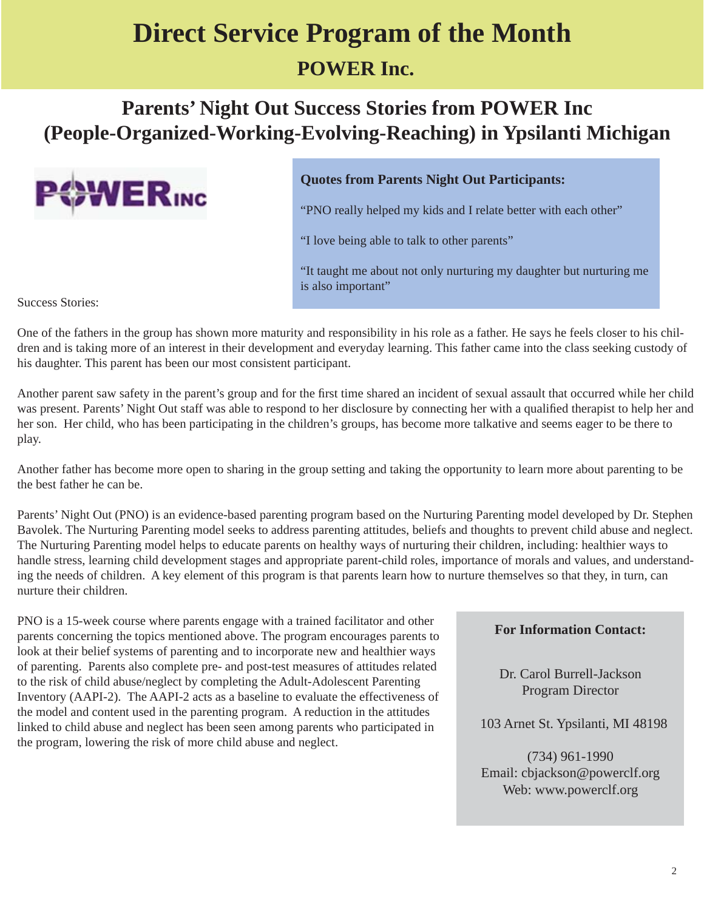# Direct Service Program of the Month

## POWER Inc.

## Parents' Night Out Success Stories from POWER Inc (People-Organized-Working-Evolving-Reaching) in Ypsilanti Michigan

**Quotes from Parents Night Out Participants:**

"PNO really helped my kids and I relate better with each other"

"I love being able to talk to other parents"

"It taught me about not only nurturing my daughter but nurturing me is also important"

Success Stories:

One of the fathers in the group has shown more maturity and responsibility in his role as a father. He says he feels closer to his children and is taking more of an interest in their development and everyday learning. This father came into the class seeking custody of his daughter. This parent has been our most consistent participant.

Another parent saw safety in the parent's group and for the first time shared an incident of sexual assault that occurred while her child was present. Parents' Night Out staff was able to respond to her disclosure by connecting her with a qualified therapist to help her and her son. Her child, who has been participating in the children's groups, has become more talkative and seems eager to be there to play.

Another father has become more open to sharing in the group setting and taking the opportunity to learn more about parenting to be the best father he can be.

Parents' Night Out (PNO) is an evidence-based parenting program based on the Nurturing Parenting model developed by Dr. Stephen Bavolek. The Nurturing Parenting model seeks to address parenting attitudes, beliefs and thoughts to prevent child abuse and neglect. The Nurturing Parenting model helps to educate parents on healthy ways of nurturing their children, including: healthier ways to handle stress, learning child development stages and appropriate parent-child roles, importance of morals and values, and understanding the needs of children. A key element of this program is that parents learn how to nurture themselves so that they, in turn, can nurture their children.

PNO is a 15-week course where parents engage with a trained facilitator and other parents concerning the topics mentioned above. The program encourages parents to look at their belief systems of parenting and to incorporate new and healthier ways of parenting. Parents also complete pre- and post-test measures of attitudes related to the risk of child abuse/neglect by completing the Adult-Adolescent Parenting Inventory (AAPI-2). The AAPI-2 acts as a baseline to evaluate the effectiveness of the model and content used in the parenting program. A reduction in the attitudes linked to child abuse and neglect has been seen among parents who participated in the program, lowering the risk of more child abuse and neglect.

**For Information Contact:**

Dr. Carol Burrell-Jackson
Program Director

103 Arnet St. Ypsilanti, MI 48198

(734) 961-1990
Email: cbjackson@powerclf.org
Web: www.powerclf.org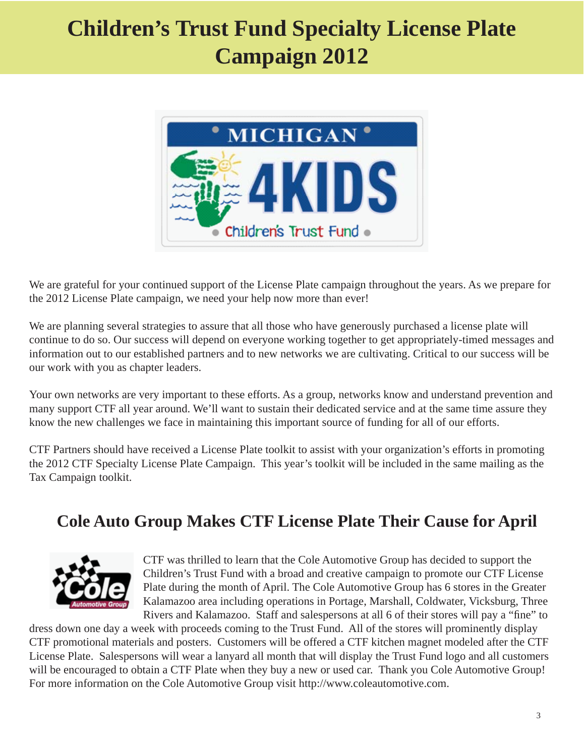# Children's Trust Fund Specialty License Plate Campaign 2012

We are grateful for your continued support of the License Plate campaign throughout the years. As we prepare for the 2012 License Plate campaign, we need your help now more than ever!

We are planning several strategies to assure that all those who have generously purchased a license plate will continue to do so. Our success will depend on everyone working together to get appropriately-timed messages and information out to our established partners and to new networks we are cultivating. Critical to our success will be our work with you as chapter leaders.

Your own networks are very important to these efforts. As a group, networks know and understand prevention and many support CTF all year around. We'll want to sustain their dedicated service and at the same time assure they know the new challenges we face in maintaining this important source of funding for all of our efforts.

CTF Partners should have received a License Plate toolkit to assist with your organization's efforts in promoting the 2012 CTF Specialty License Plate Campaign. This year's toolkit will be included in the same mailing as the Tax Campaign toolkit.

## Cole Auto Group Makes CTF License Plate Their Cause for April

CTF was thrilled to learn that the Cole Automotive Group has decided to support the Children's Trust Fund with a broad and creative campaign to promote our CTF License Plate during the month of April. The Cole Automotive Group has 6 stores in the Greater Kalamazoo area including operations in Portage, Marshall, Coldwater, Vicksburg, Three Rivers and Kalamazoo. Staff and salespersons at all 6 of their stores will pay a "fine" to dress down one day a week with proceeds coming to the Trust Fund. All of the stores will prominently display CTF promotional materials and posters. Customers will be offered a CTF kitchen magnet modeled after the CTF License Plate. Salespersons will wear a lanyard all month that will display the Trust Fund logo and all customers will be encouraged to obtain a CTF Plate when they buy a new or used car. Thank you Cole Automotive Group! For more information on the Cole Automotive Group visit http://www.coleautomotive.com.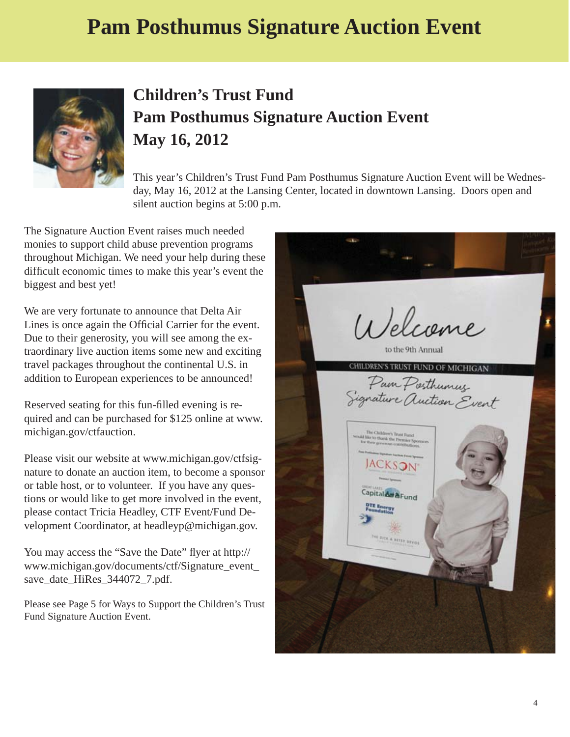# Pam Posthumus Signature Auction Event

## Children's Trust Fund
## Pam Posthumus Signature Auction Event
## May 16, 2012

This year's Children's Trust Fund Pam Posthumus Signature Auction Event will be Wednesday, May 16, 2012 at the Lansing Center, located in downtown Lansing. Doors open and silent auction begins at 5:00 p.m.

The Signature Auction Event raises much needed monies to support child abuse prevention programs throughout Michigan. We need your help during these difficult economic times to make this year's event the biggest and best yet!

We are very fortunate to announce that Delta Air Lines is once again the Official Carrier for the event. Due to their generosity, you will see among the extraordinary live auction items some new and exciting travel packages throughout the continental U.S. in addition to European experiences to be announced!

Reserved seating for this fun-filled evening is required and can be purchased for $125 online at www.michigan.gov/ctfauction.

Please visit our website at www.michigan.gov/ctfsignature to donate an auction item, to become a sponsor or table host, or to volunteer. If you have any questions or would like to get more involved in the event, please contact Tricia Headley, CTF Event/Fund Development Coordinator, at headleyp@michigan.gov.

You may access the "Save the Date" flyer at http://www.michigan.gov/documents/ctf/Signature_event_save_date_HiRes_344072_7.pdf.

Please see Page 5 for Ways to Support the Children's Trust Fund Signature Auction Event.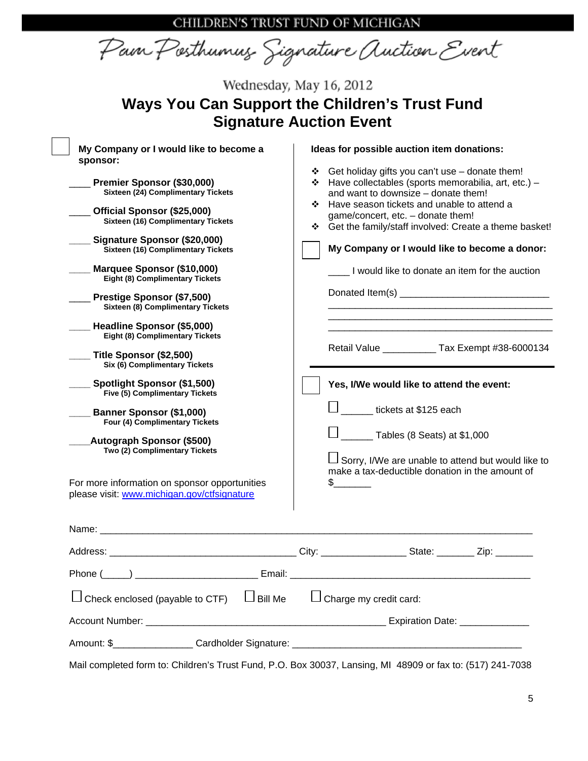CHILDREN'S TRUST FUND OF MICHIGAN

Pam Posthumus Signature Auction Event

Wednesday, May 16, 2012

# Ways You Can Support the Children's Trust Fund Signature Auction Event

☐ **My Company or I would like to become a sponsor:**

____ **Premier Sponsor ($30,000)**
**Sixteen (24) Complimentary Tickets**

____ **Official Sponsor ($25,000)**
**Sixteen (16) Complimentary Tickets**

____ **Signature Sponsor ($20,000)**
**Sixteen (16) Complimentary Tickets**

____ **Marquee Sponsor ($10,000)**
**Eight (8) Complimentary Tickets**

____ **Prestige Sponsor ($7,500)**
**Sixteen (8) Complimentary Tickets**

____ **Headline Sponsor ($5,000)**
**Eight (8) Complimentary Tickets**

____ **Title Sponsor ($2,500)**
**Six (6) Complimentary Tickets**

____ **Spotlight Sponsor ($1,500)**
**Five (5) Complimentary Tickets**

____ **Banner Sponsor ($1,000)**
**Four (4) Complimentary Tickets**

____ **Autograph Sponsor ($500)**
**Two (2) Complimentary Tickets**

For more information on sponsor opportunities please visit: www.michigan.gov/ctfsignature

**Ideas for possible auction item donations:**

- Get holiday gifts you can't use – donate them!
- Have collectables (sports memorabilia, art, etc.) – and want to downsize – donate them!
- Have season tickets and unable to attend a game/concert, etc. – donate them!
- Get the family/staff involved: Create a theme basket!

☐ **My Company or I would like to become a donor:**

____ I would like to donate an item for the auction

Donated Item(s) ___________________________
__________________________________________
__________________________________________
__________________________________________

Retail Value __________ Tax Exempt #38-6000134

☐ **Yes, I/We would like to attend the event:**

☐ ______ tickets at $125 each

☐ ______ Tables (8 Seats) at $1,000

☐ Sorry, I/We are unable to attend but would like to make a tax-deductible donation in the amount of $_______

Name: ________________________________________________________________________________

Address: ___________________________________ City: ________________ State: _______ Zip: _______

Phone (_____) ______________________ Email: _____________________________________________

☐ Check enclosed (payable to CTF) ☐ Bill Me ☐ Charge my credit card:

Account Number: _____________________________________________ Expiration Date: _____________

Amount: $_______________ Cardholder Signature: ___________________________________________

Mail completed form to: Children's Trust Fund, P.O. Box 30037, Lansing, MI 48909 or fax to: (517) 241-7038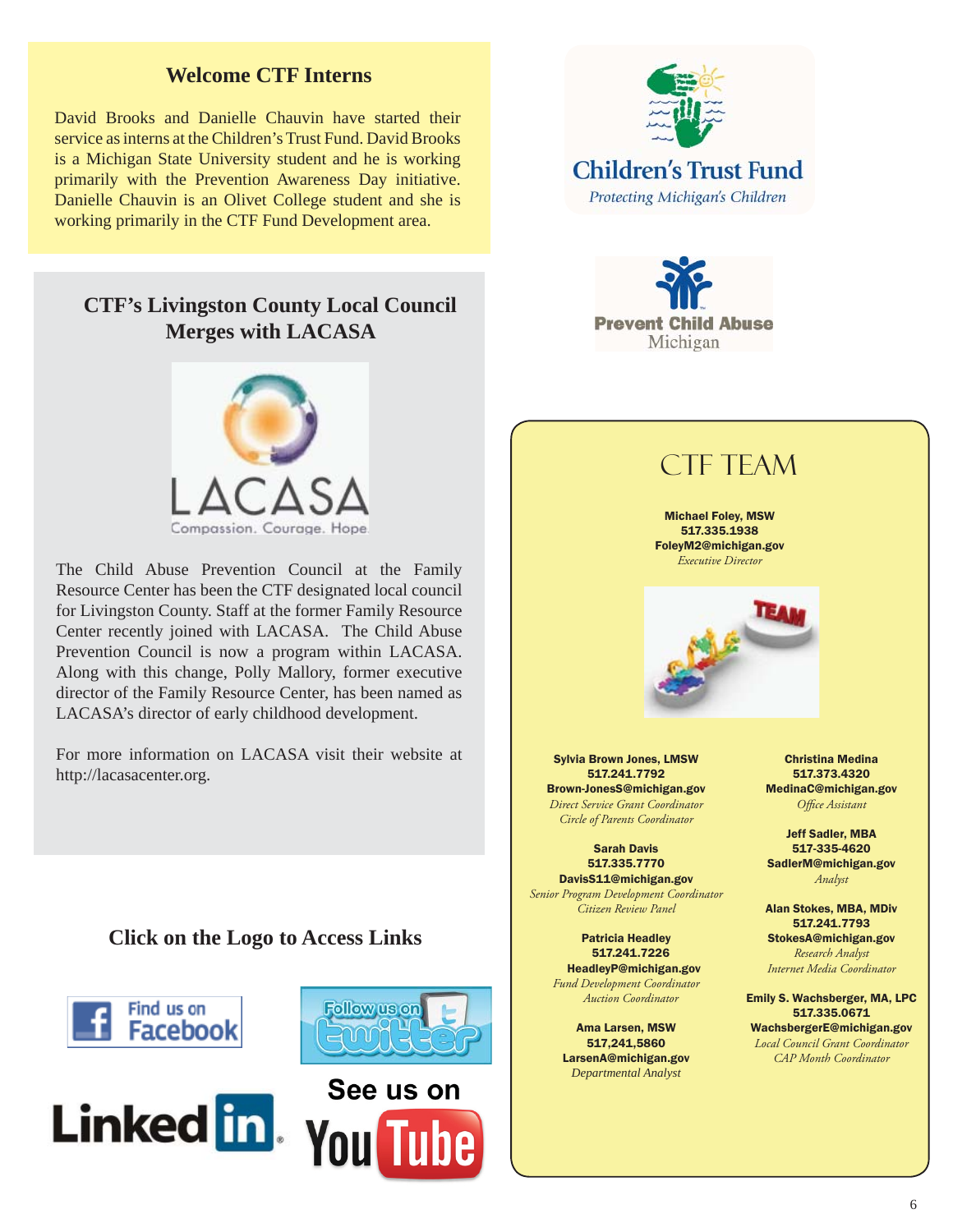## Welcome CTF Interns

David Brooks and Danielle Chauvin have started their service as interns at the Children's Trust Fund. David Brooks is a Michigan State University student and he is working primarily with the Prevention Awareness Day initiative. Danielle Chauvin is an Olivet College student and she is working primarily in the CTF Fund Development area.

## CTF's Livingston County Local Council Merges with LACASA

LACASA
Compassion. Courage. Hope.

The Child Abuse Prevention Council at the Family Resource Center has been the CTF designated local council for Livingston County. Staff at the former Family Resource Center recently joined with LACASA. The Child Abuse Prevention Council is now a program within LACASA. Along with this change, Polly Mallory, former executive director of the Family Resource Center, has been named as LACASA's director of early childhood development.

For more information on LACASA visit their website at http://lacasacenter.org.

## Click on the Logo to Access Links

Find us on Facebook

Follow us on twitter

LinkedIn

See us on YouTube

Children's Trust Fund
*Protecting Michigan's Children*

Prevent Child Abuse Michigan

## CTF TEAM

**Michael Foley, MSW**
**517.335.1938**
**FoleyM2@michigan.gov**
*Executive Director*

**Sylvia Brown Jones, LMSW**
**517.241.7792**
**Brown-JonesS@michigan.gov**
*Direct Service Grant Coordinator*
*Circle of Parents Coordinator*

**Sarah Davis**
**517.335.7770**
**DavisS11@michigan.gov**
*Senior Program Development Coordinator*
*Citizen Review Panel*

**Patricia Headley**
**517.241.7226**
**HeadleyP@michigan.gov**
*Fund Development Coordinator*
*Auction Coordinator*

**Ama Larsen, MSW**
**517,241,5860**
**LarsenA@michigan.gov**
*Departmental Analyst*

**Christina Medina**
**517.373.4320**
**MedinaC@michigan.gov**
*Office Assistant*

**Jeff Sadler, MBA**
**517-335-4620**
**SadlerM@michigan.gov**
*Analyst*

**Alan Stokes, MBA, MDiv**
**517.241.7793**
**StokesA@michigan.gov**
*Research Analyst*
*Internet Media Coordinator*

**Emily S. Wachsberger, MA, LPC**
**517.335.0671**
**WachsbergerE@michigan.gov**
*Local Council Grant Coordinator*
*CAP Month Coordinator*